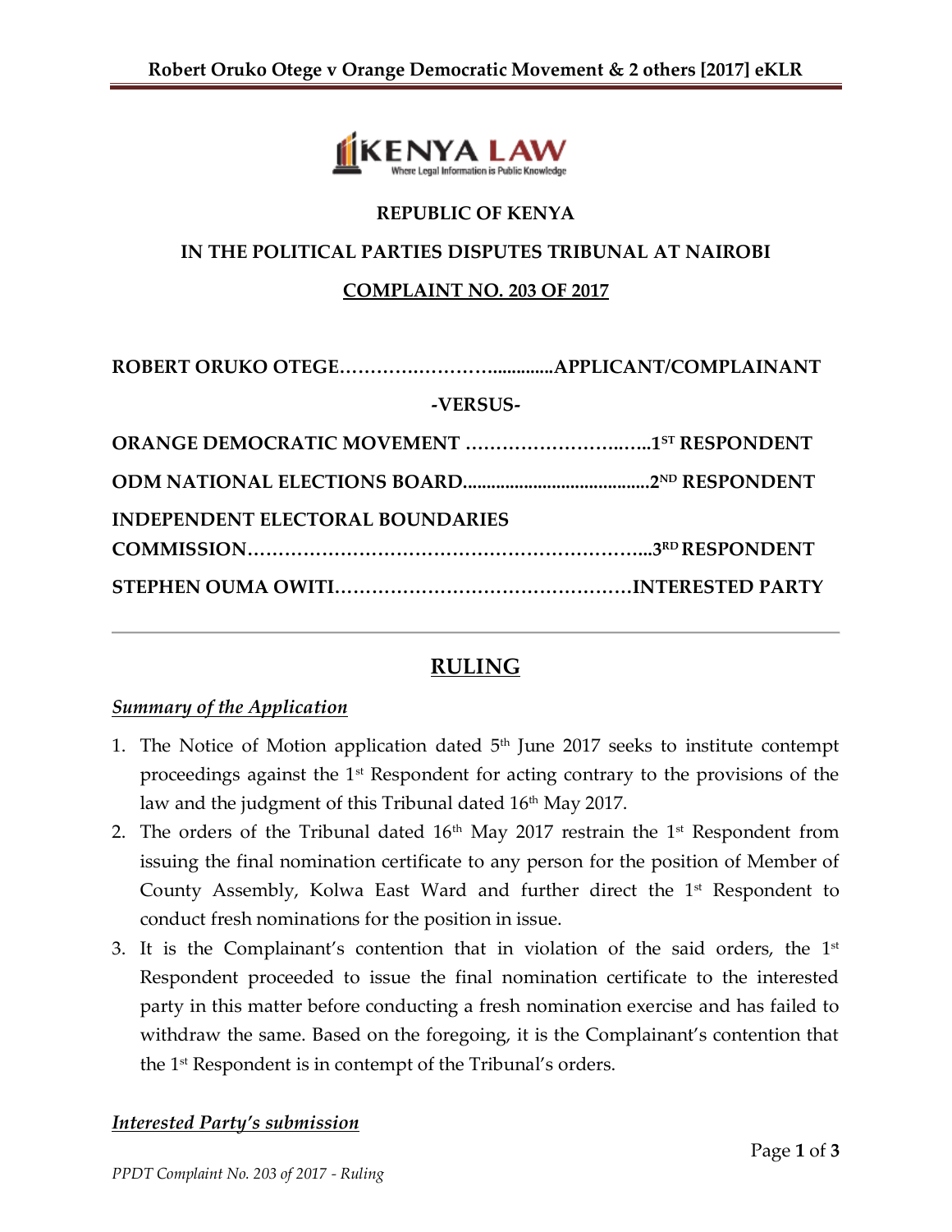REPUBLIC OF KENYA

IN THE POLITICAL PARTIES DISPUTES TRIBUNAL AT NAIROBI

COMPLAINT NO. 203 OF 2017

**ROBERT ORUKO OTEGE……………………..............APPLICANT/COMPLAINANT**

**-VERSUS-**

**ORANGE DEMOCRATIC MOVEMENT ……………………..…..1ST RESPONDENT**

**ODM NATIONAL ELECTIONS BOARD........................................2ND RESPONDENT**

**INDEPENDENT ELECTORAL BOUNDARIES COMMISSION………………………………………………………...3RD RESPONDENT**

**STEPHEN OUMA OWITI…………………………………………INTERESTED PARTY**

---

## RULING

### *Summary of the Application*

1. The Notice of Motion application dated 5th June 2017 seeks to institute contempt proceedings against the 1st Respondent for acting contrary to the provisions of the law and the judgment of this Tribunal dated 16th May 2017.
2. The orders of the Tribunal dated 16th May 2017 restrain the 1st Respondent from issuing the final nomination certificate to any person for the position of Member of County Assembly, Kolwa East Ward and further direct the 1st Respondent to conduct fresh nominations for the position in issue.
3. It is the Complainant's contention that in violation of the said orders, the 1st Respondent proceeded to issue the final nomination certificate to the interested party in this matter before conducting a fresh nomination exercise and has failed to withdraw the same. Based on the foregoing, it is the Complainant's contention that the 1st Respondent is in contempt of the Tribunal's orders.

### *Interested Party's submission*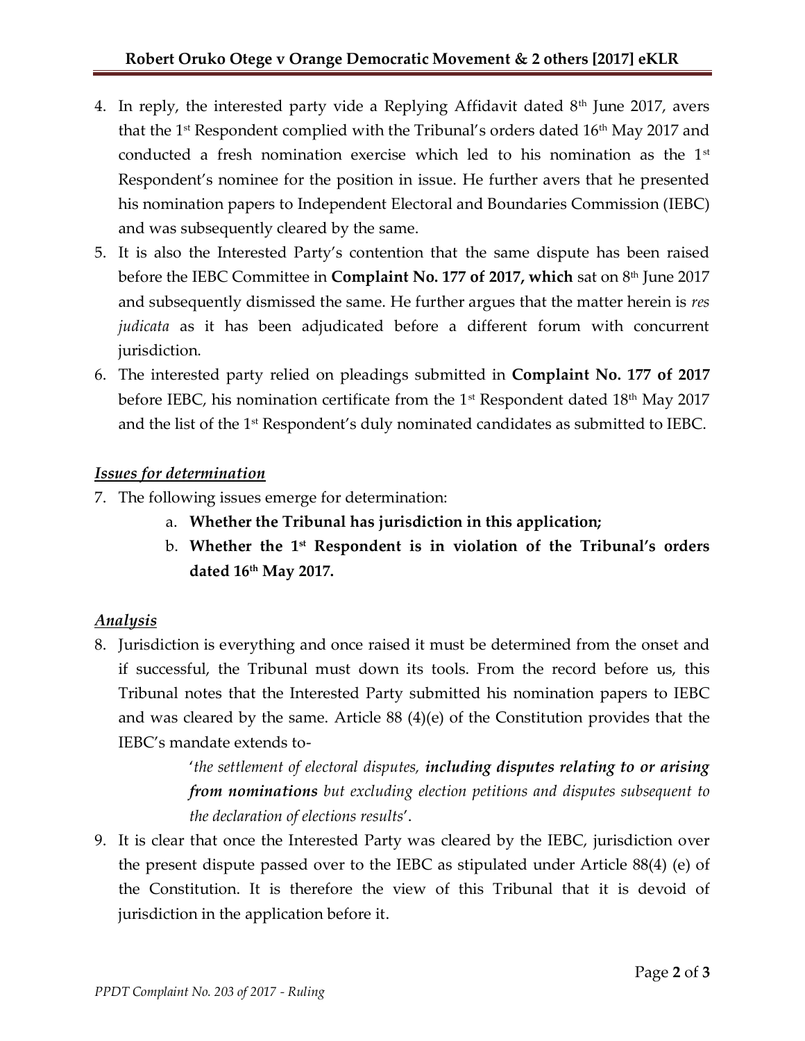4. In reply, the interested party vide a Replying Affidavit dated 8th June 2017, avers that the 1st Respondent complied with the Tribunal's orders dated 16th May 2017 and conducted a fresh nomination exercise which led to his nomination as the 1st Respondent's nominee for the position in issue. He further avers that he presented his nomination papers to Independent Electoral and Boundaries Commission (IEBC) and was subsequently cleared by the same.
5. It is also the Interested Party's contention that the same dispute has been raised before the IEBC Committee in **Complaint No. 177 of 2017, which** sat on 8th June 2017 and subsequently dismissed the same. He further argues that the matter herein is *res judicata* as it has been adjudicated before a different forum with concurrent jurisdiction.
6. The interested party relied on pleadings submitted in **Complaint No. 177 of 2017** before IEBC, his nomination certificate from the 1st Respondent dated 18th May 2017 and the list of the 1st Respondent's duly nominated candidates as submitted to IEBC.

***Issues for determination***

7. The following issues emerge for determination:
    a. **Whether the Tribunal has jurisdiction in this application;**
    b. **Whether the 1st Respondent is in violation of the Tribunal's orders dated 16th May 2017.**

***Analysis***

8. Jurisdiction is everything and once raised it must be determined from the onset and if successful, the Tribunal must down its tools. From the record before us, this Tribunal notes that the Interested Party submitted his nomination papers to IEBC and was cleared by the same. Article 88 (4)(e) of the Constitution provides that the IEBC's mandate extends to-

    > '*the settlement of electoral disputes, **including disputes relating to or arising from nominations** but excluding election petitions and disputes subsequent to the declaration of elections results*'.

9. It is clear that once the Interested Party was cleared by the IEBC, jurisdiction over the present dispute passed over to the IEBC as stipulated under Article 88(4) (e) of the Constitution. It is therefore the view of this Tribunal that it is devoid of jurisdiction in the application before it.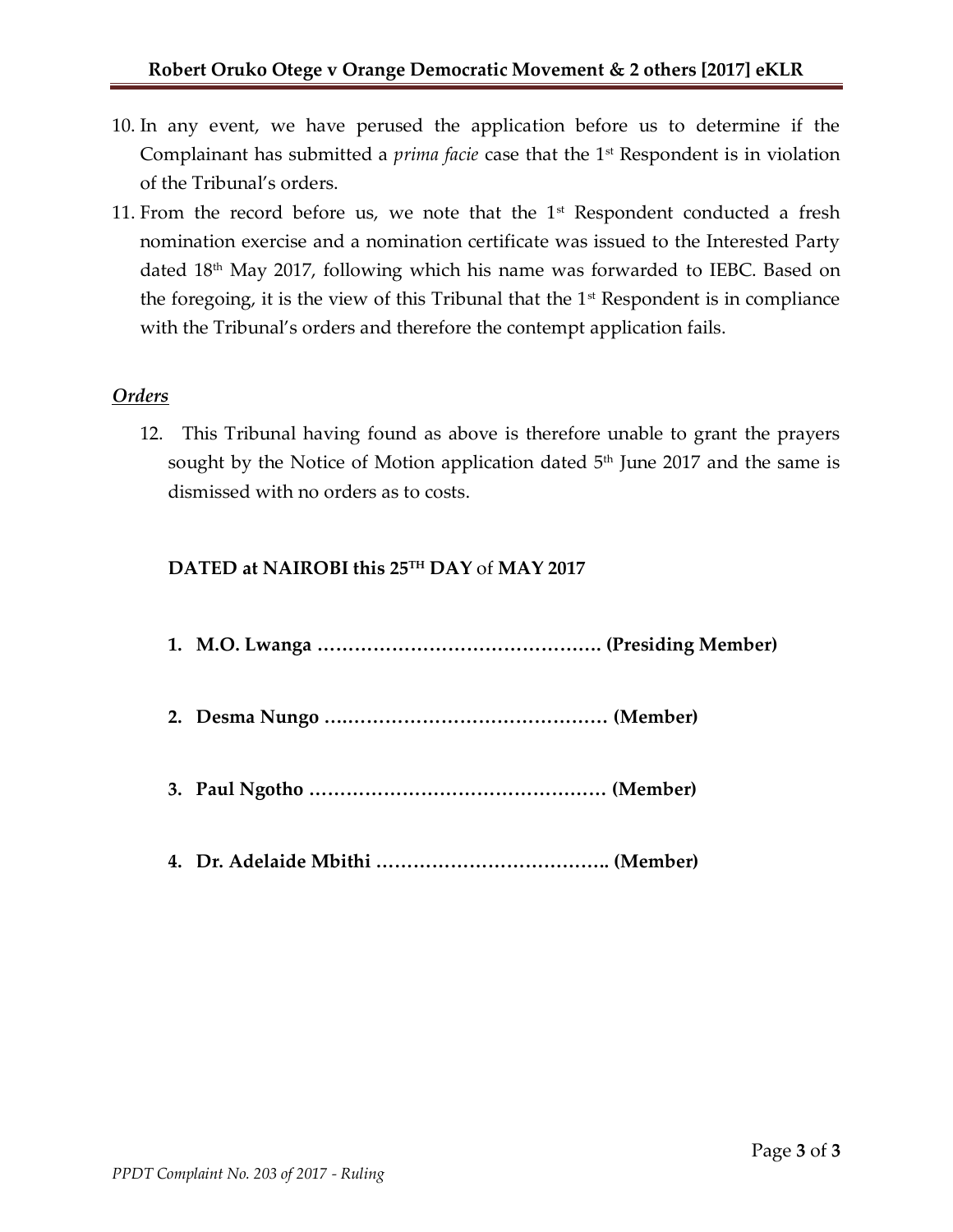10. In any event, we have perused the application before us to determine if the Complainant has submitted a *prima facie* case that the 1st Respondent is in violation of the Tribunal's orders.

11. From the record before us, we note that the 1st Respondent conducted a fresh nomination exercise and a nomination certificate was issued to the Interested Party dated 18th May 2017, following which his name was forwarded to IEBC. Based on the foregoing, it is the view of this Tribunal that the 1st Respondent is in compliance with the Tribunal's orders and therefore the contempt application fails.

***Orders***

12. This Tribunal having found as above is therefore unable to grant the prayers sought by the Notice of Motion application dated 5th June 2017 and the same is dismissed with no orders as to costs.

**DATED at NAIROBI this 25TH DAY** of **MAY 2017**

1. **M.O. Lwanga ………………………………………. (Presiding Member)**
2. **Desma Nungo ……………………………………… (Member)**
3. **Paul Ngotho ………………………………………… (Member)**
4. **Dr. Adelaide Mbithi ……………………………….. (Member)**